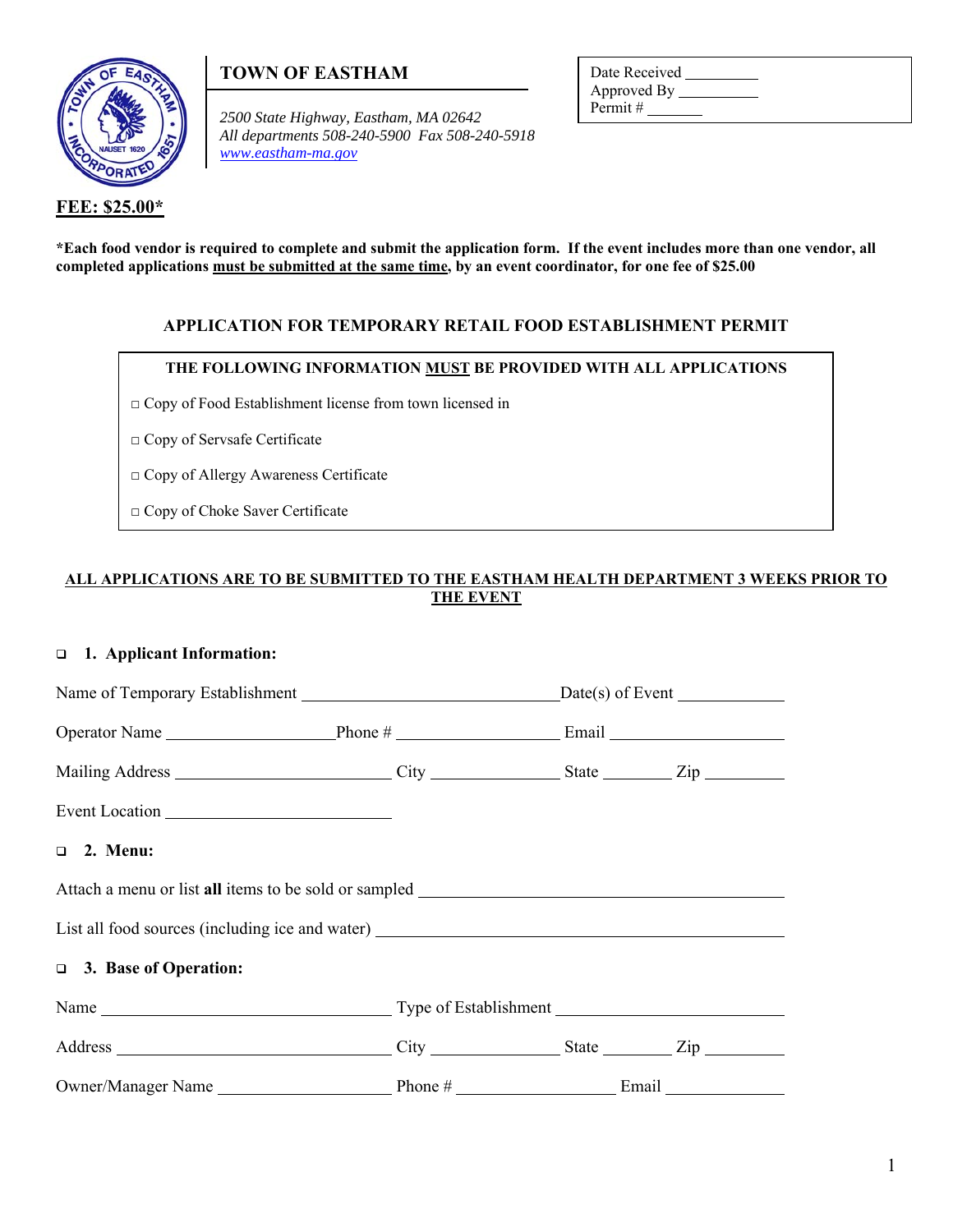# TOWN OF EASTHAM

*2500 State Highway, Eastham, MA 02642*
*All departments 508-240-5900 Fax 508-240-5918*
*www.eastham-ma.gov*

Date Received ________
Approved By ________
Permit # ______

**FEE: $25.00***

***Each food vendor is required to complete and submit the application form. If the event includes more than one vendor, all completed applications must be submitted at the same time, by an event coordinator, for one fee of $25.00**

## APPLICATION FOR TEMPORARY RETAIL FOOD ESTABLISHMENT PERMIT

**THE FOLLOWING INFORMATION MUST BE PROVIDED WITH ALL APPLICATIONS**

- □ Copy of Food Establishment license from town licensed in
- □ Copy of Servsafe Certificate
- □ Copy of Allergy Awareness Certificate
- □ Copy of Choke Saver Certificate

**ALL APPLICATIONS ARE TO BE SUBMITTED TO THE EASTHAM HEALTH DEPARTMENT 3 WEEKS PRIOR TO THE EVENT**

### ❑ 1. Applicant Information:

Name of Temporary Establishment ______________________ Date(s) of Event __________

Operator Name ______________ Phone # ______________ Email ______________

Mailing Address __________________ City ____________ State ______ Zip ______

Event Location __________________

### ❑ 2. Menu:

Attach a menu or list **all** items to be sold or sampled ______________________________

List all food sources (including ice and water) ______________________________

### ❑ 3. Base of Operation:

Name ________________________ Type of Establishment ____________________

Address ______________________ City ____________ State ______ Zip ______

Owner/Manager Name ______________ Phone # ______________ Email __________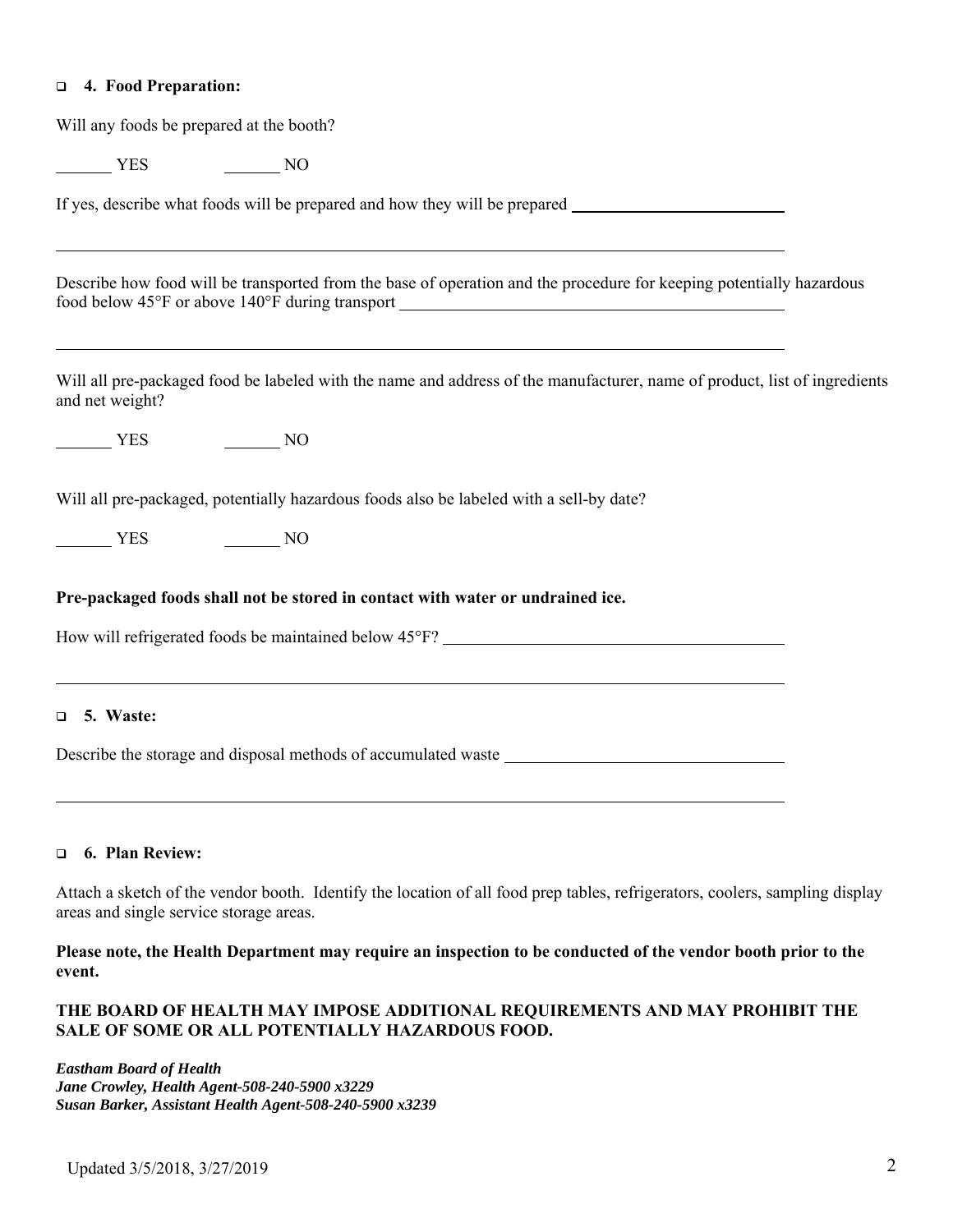## ❑ 4. Food Preparation:

Will any foods be prepared at the booth?

_______ YES _______ NO

If yes, describe what foods will be prepared and how they will be prepared ___________________________

_____________________________________________________________________________

Describe how food will be transported from the base of operation and the procedure for keeping potentially hazardous food below 45°F or above 140°F during transport ___________________________________________

_____________________________________________________________________________

Will all pre-packaged food be labeled with the name and address of the manufacturer, name of product, list of ingredients and net weight?

_______ YES _______ NO

Will all pre-packaged, potentially hazardous foods also be labeled with a sell-by date?

_______ YES _______ NO

**Pre-packaged foods shall not be stored in contact with water or undrained ice.**

How will refrigerated foods be maintained below 45°F? _________________________________________

_____________________________________________________________________________

## ❑ 5. Waste:

Describe the storage and disposal methods of accumulated waste ________________________________

_____________________________________________________________________________

## ❑ 6. Plan Review:

Attach a sketch of the vendor booth. Identify the location of all food prep tables, refrigerators, coolers, sampling display areas and single service storage areas.

**Please note, the Health Department may require an inspection to be conducted of the vendor booth prior to the event.**

**THE BOARD OF HEALTH MAY IMPOSE ADDITIONAL REQUIREMENTS AND MAY PROHIBIT THE SALE OF SOME OR ALL POTENTIALLY HAZARDOUS FOOD.**

***Eastham Board of Health***
***Jane Crowley, Health Agent-508-240-5900 x3229***
***Susan Barker, Assistant Health Agent-508-240-5900 x3239***

Updated 3/5/2018, 3/27/2019